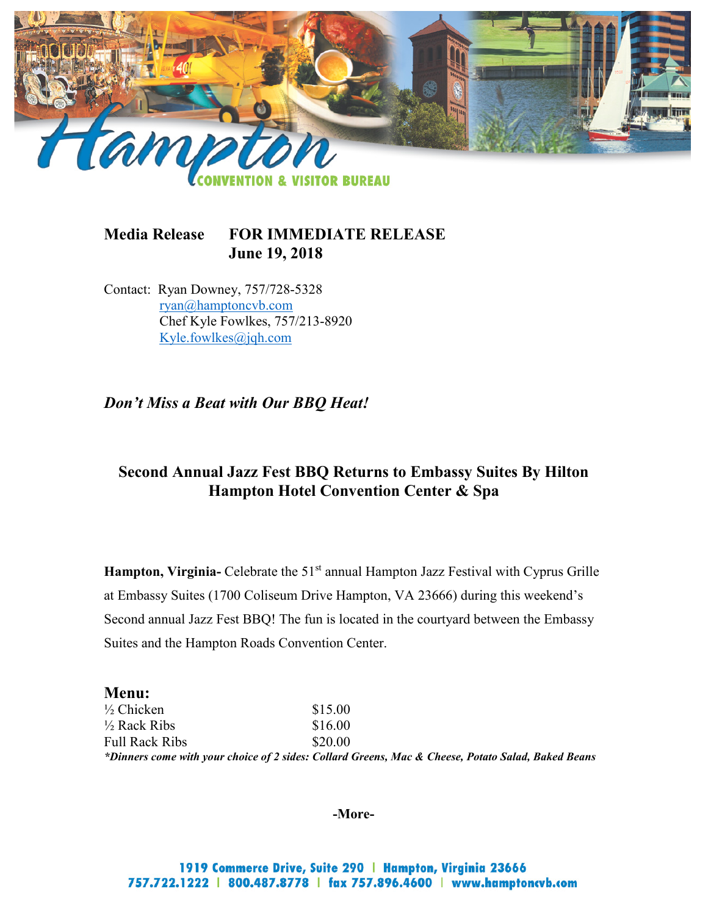**Media Release** **FOR IMMEDIATE RELEASE**
**June 19, 2018**

Contact: Ryan Downey, 757/728-5328
ryan@hamptoncvb.com
Chef Kyle Fowlkes, 757/213-8920
Kyle.fowlkes@jqh.com

***Don't Miss a Beat with Our BBQ Heat!***

## Second Annual Jazz Fest BBQ Returns to Embassy Suites By Hilton Hampton Hotel Convention Center & Spa

**Hampton, Virginia-** Celebrate the 51st annual Hampton Jazz Festival with Cyprus Grille at Embassy Suites (1700 Coliseum Drive Hampton, VA 23666) during this weekend's Second annual Jazz Fest BBQ! The fun is located in the courtyard between the Embassy Suites and the Hampton Roads Convention Center.

### Menu:

| | |
|---|---|
| ½ Chicken | $15.00 |
| ½ Rack Ribs | $16.00 |
| Full Rack Ribs | $20.00 |

***Dinners come with your choice of 2 sides: Collard Greens, Mac & Cheese, Potato Salad, Baked Beans***

**-More-**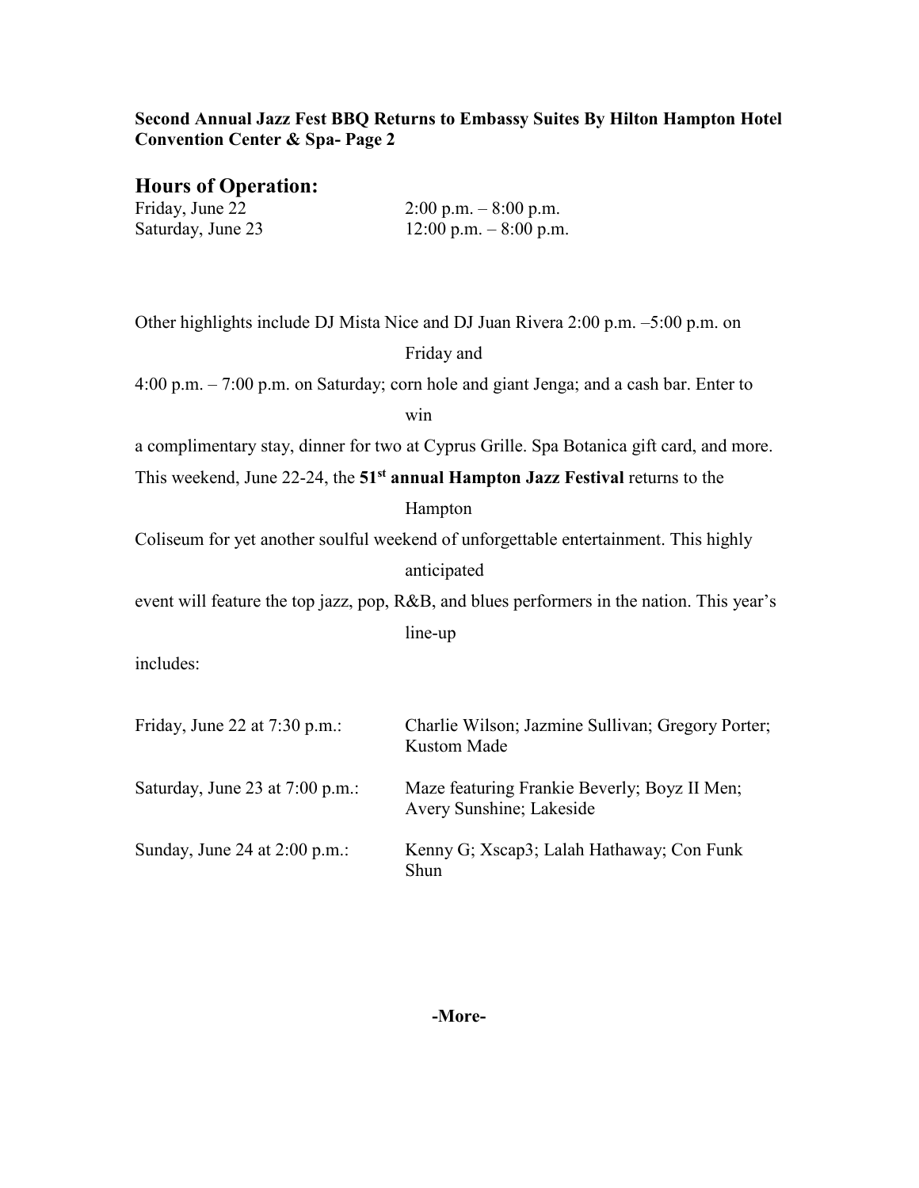**Second Annual Jazz Fest BBQ Returns to Embassy Suites By Hilton Hampton Hotel Convention Center & Spa- Page 2**

## Hours of Operation:

| | |
|---|---|
| Friday, June 22 | 2:00 p.m. – 8:00 p.m. |
| Saturday, June 23 | 12:00 p.m. – 8:00 p.m. |

Other highlights include DJ Mista Nice and DJ Juan Rivera 2:00 p.m. –5:00 p.m. on Friday and 4:00 p.m. – 7:00 p.m. on Saturday; corn hole and giant Jenga; and a cash bar. Enter to win a complimentary stay, dinner for two at Cyprus Grille. Spa Botanica gift card, and more.

This weekend, June 22-24, the **51st annual Hampton Jazz Festival** returns to the Hampton Coliseum for yet another soulful weekend of unforgettable entertainment. This highly anticipated event will feature the top jazz, pop, R&B, and blues performers in the nation. This year's line-up includes:

| | |
|---|---|
| Friday, June 22 at 7:30 p.m.: | Charlie Wilson; Jazmine Sullivan; Gregory Porter; Kustom Made |
| Saturday, June 23 at 7:00 p.m.: | Maze featuring Frankie Beverly; Boyz II Men; Avery Sunshine; Lakeside |
| Sunday, June 24 at 2:00 p.m.: | Kenny G; Xscap3; Lalah Hathaway; Con Funk Shun |

**-More-**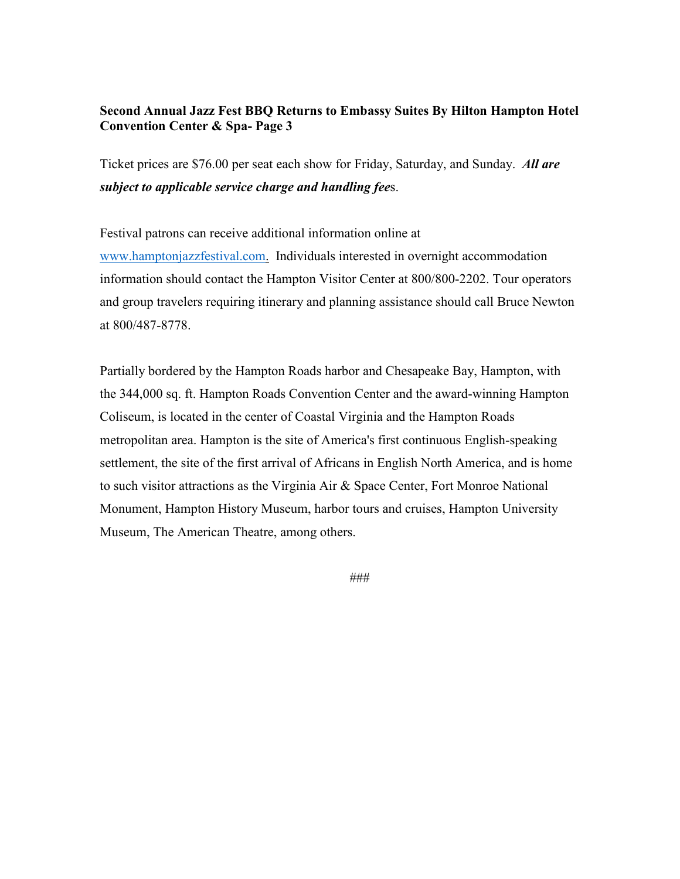**Second Annual Jazz Fest BBQ Returns to Embassy Suites By Hilton Hampton Hotel Convention Center & Spa- Page 3**

Ticket prices are $76.00 per seat each show for Friday, Saturday, and Sunday. ***All are subject to applicable service charge and handling fee***s.

Festival patrons can receive additional information online at www.hamptonjazzfestival.com. Individuals interested in overnight accommodation information should contact the Hampton Visitor Center at 800/800-2202. Tour operators and group travelers requiring itinerary and planning assistance should call Bruce Newton at 800/487-8778.

Partially bordered by the Hampton Roads harbor and Chesapeake Bay, Hampton, with the 344,000 sq. ft. Hampton Roads Convention Center and the award-winning Hampton Coliseum, is located in the center of Coastal Virginia and the Hampton Roads metropolitan area. Hampton is the site of America's first continuous English-speaking settlement, the site of the first arrival of Africans in English North America, and is home to such visitor attractions as the Virginia Air & Space Center, Fort Monroe National Monument, Hampton History Museum, harbor tours and cruises, Hampton University Museum, The American Theatre, among others.

###